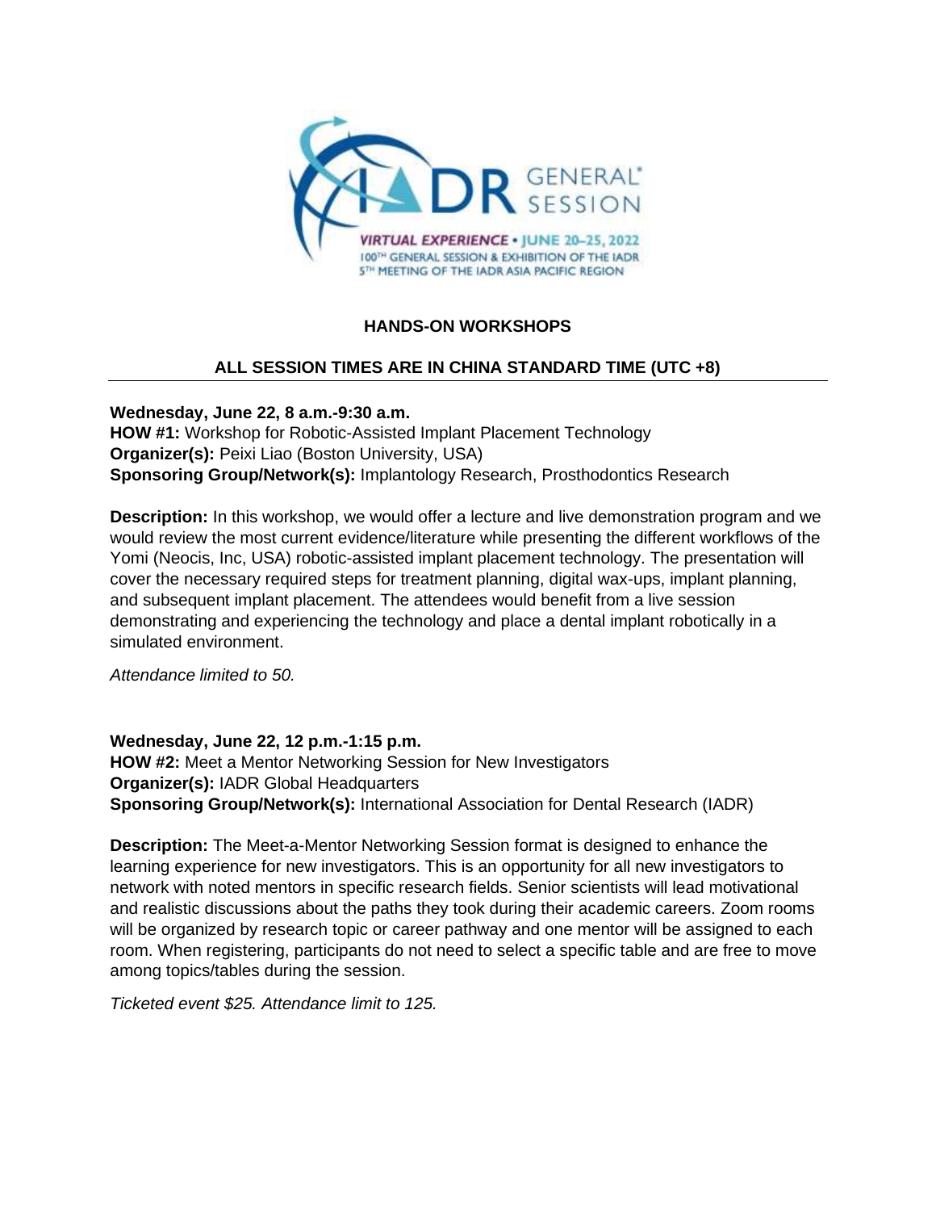## HANDS-ON WORKSHOPS

## ALL SESSION TIMES ARE IN CHINA STANDARD TIME (UTC +8)

**Wednesday, June 22, 8 a.m.-9:30 a.m.**
**HOW #1:** Workshop for Robotic-Assisted Implant Placement Technology
**Organizer(s):** Peixi Liao (Boston University, USA)
**Sponsoring Group/Network(s):** Implantology Research, Prosthodontics Research

**Description:** In this workshop, we would offer a lecture and live demonstration program and we would review the most current evidence/literature while presenting the different workflows of the Yomi (Neocis, Inc, USA) robotic-assisted implant placement technology. The presentation will cover the necessary required steps for treatment planning, digital wax-ups, implant planning, and subsequent implant placement. The attendees would benefit from a live session demonstrating and experiencing the technology and place a dental implant robotically in a simulated environment.

*Attendance limited to 50.*

**Wednesday, June 22, 12 p.m.-1:15 p.m.**
**HOW #2:** Meet a Mentor Networking Session for New Investigators
**Organizer(s):** IADR Global Headquarters
**Sponsoring Group/Network(s):** International Association for Dental Research (IADR)

**Description:** The Meet-a-Mentor Networking Session format is designed to enhance the learning experience for new investigators. This is an opportunity for all new investigators to network with noted mentors in specific research fields. Senior scientists will lead motivational and realistic discussions about the paths they took during their academic careers. Zoom rooms will be organized by research topic or career pathway and one mentor will be assigned to each room. When registering, participants do not need to select a specific table and are free to move among topics/tables during the session.

*Ticketed event $25. Attendance limit to 125.*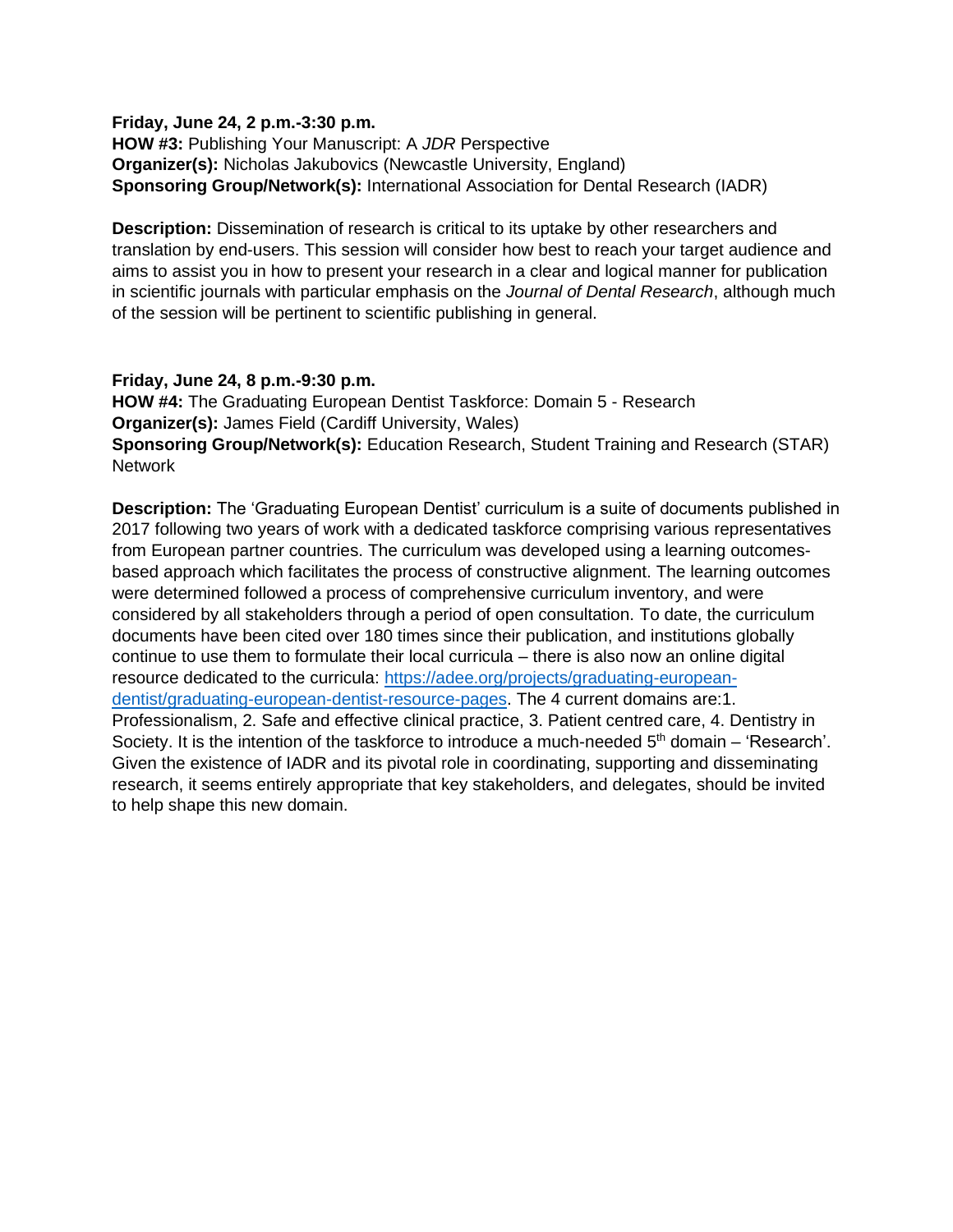**Friday, June 24, 2 p.m.-3:30 p.m.**
**HOW #3:** Publishing Your Manuscript: A *JDR* Perspective
**Organizer(s):** Nicholas Jakubovics (Newcastle University, England)
**Sponsoring Group/Network(s):** International Association for Dental Research (IADR)

**Description:** Dissemination of research is critical to its uptake by other researchers and translation by end-users. This session will consider how best to reach your target audience and aims to assist you in how to present your research in a clear and logical manner for publication in scientific journals with particular emphasis on the *Journal of Dental Research*, although much of the session will be pertinent to scientific publishing in general.

**Friday, June 24, 8 p.m.-9:30 p.m.**
**HOW #4:** The Graduating European Dentist Taskforce: Domain 5 - Research
**Organizer(s):** James Field (Cardiff University, Wales)
**Sponsoring Group/Network(s):** Education Research, Student Training and Research (STAR) Network

**Description:** The 'Graduating European Dentist' curriculum is a suite of documents published in 2017 following two years of work with a dedicated taskforce comprising various representatives from European partner countries. The curriculum was developed using a learning outcomes-based approach which facilitates the process of constructive alignment. The learning outcomes were determined followed a process of comprehensive curriculum inventory, and were considered by all stakeholders through a period of open consultation. To date, the curriculum documents have been cited over 180 times since their publication, and institutions globally continue to use them to formulate their local curricula – there is also now an online digital resource dedicated to the curricula: [https://adee.org/projects/graduating-european-dentist/graduating-european-dentist-resource-pages](https://adee.org/projects/graduating-european-dentist/graduating-european-dentist-resource-pages). The 4 current domains are:1. Professionalism, 2. Safe and effective clinical practice, 3. Patient centred care, 4. Dentistry in Society. It is the intention of the taskforce to introduce a much-needed 5th domain – 'Research'. Given the existence of IADR and its pivotal role in coordinating, supporting and disseminating research, it seems entirely appropriate that key stakeholders, and delegates, should be invited to help shape this new domain.